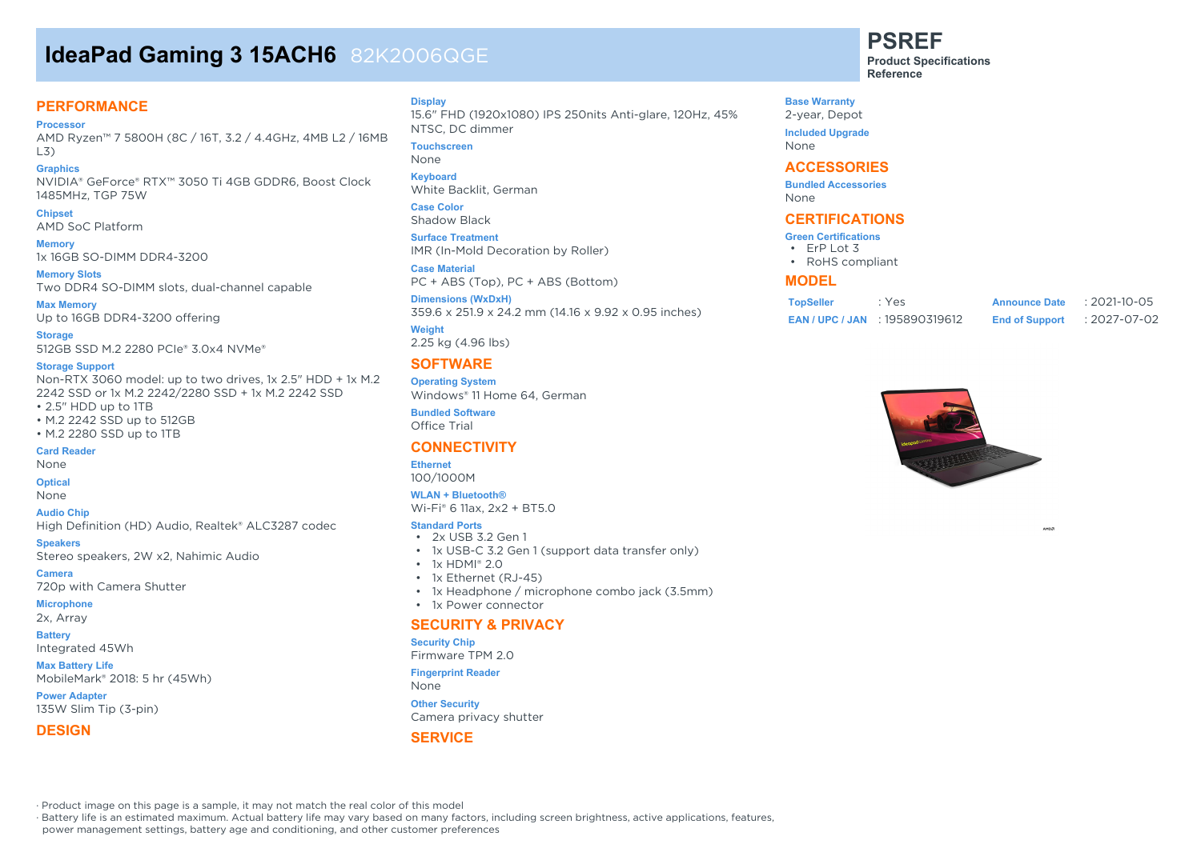# IdeaPad Gaming 3 15ACH6 82K2006QGE

**PSREF**
**Product Specifications Reference**

## PERFORMANCE

**Processor**
AMD Ryzen™ 7 5800H (8C / 16T, 3.2 / 4.4GHz, 4MB L2 / 16MB L3)

**Graphics**
NVIDIA® GeForce® RTX™ 3050 Ti 4GB GDDR6, Boost Clock 1485MHz, TGP 75W

**Chipset**
AMD SoC Platform

**Memory**
1x 16GB SO-DIMM DDR4-3200

**Memory Slots**
Two DDR4 SO-DIMM slots, dual-channel capable

**Max Memory**
Up to 16GB DDR4-3200 offering

**Storage**
512GB SSD M.2 2280 PCIe® 3.0x4 NVMe®

**Storage Support**
Non-RTX 3060 model: up to two drives, 1x 2.5" HDD + 1x M.2 2242 SSD or 1x M.2 2242/2280 SSD + 1x M.2 2242 SSD
- 2.5" HDD up to 1TB
- M.2 2242 SSD up to 512GB
- M.2 2280 SSD up to 1TB

**Card Reader**
None

**Optical**
None

**Audio Chip**
High Definition (HD) Audio, Realtek® ALC3287 codec

**Speakers**
Stereo speakers, 2W x2, Nahimic Audio

**Camera**
720p with Camera Shutter

**Microphone**
2x, Array

**Battery**
Integrated 45Wh

**Max Battery Life**
MobileMark® 2018: 5 hr (45Wh)

**Power Adapter**
135W Slim Tip (3-pin)

## DESIGN

**Display**
15.6" FHD (1920x1080) IPS 250nits Anti-glare, 120Hz, 45% NTSC, DC dimmer

**Touchscreen**
None

**Keyboard**
White Backlit, German

**Case Color**
Shadow Black

**Surface Treatment**
IMR (In-Mold Decoration by Roller)

**Case Material**
PC + ABS (Top), PC + ABS (Bottom)

**Dimensions (WxDxH)**
359.6 x 251.9 x 24.2 mm (14.16 x 9.92 x 0.95 inches)

**Weight**
2.25 kg (4.96 lbs)

## SOFTWARE

**Operating System**
Windows® 11 Home 64, German

**Bundled Software**
Office Trial

## CONNECTIVITY

**Ethernet**
100/1000M

**WLAN + Bluetooth®**
Wi-Fi® 6 11ax, 2x2 + BT5.0

**Standard Ports**
- 2x USB 3.2 Gen 1
- 1x USB-C 3.2 Gen 1 (support data transfer only)
- 1x HDMI® 2.0
- 1x Ethernet (RJ-45)
- 1x Headphone / microphone combo jack (3.5mm)
- 1x Power connector

## SECURITY & PRIVACY

**Security Chip**
Firmware TPM 2.0

**Fingerprint Reader**
None

**Other Security**
Camera privacy shutter

## SERVICE

**Base Warranty**
2-year, Depot

**Included Upgrade**
None

## ACCESSORIES

**Bundled Accessories**
None

## CERTIFICATIONS

**Green Certifications**
- ErP Lot 3
- RoHS compliant

## MODEL

| | | | |
|---|---|---|---|
| **TopSeller** | : Yes | **Announce Date** | : 2021-10-05 |
| **EAN / UPC / JAN** | : 195890319612 | **End of Support** | : 2027-07-02 |

· Product image on this page is a sample, it may not match the real color of this model
· Battery life is an estimated maximum. Actual battery life may vary based on many factors, including screen brightness, active applications, features, power management settings, battery age and conditioning, and other customer preferences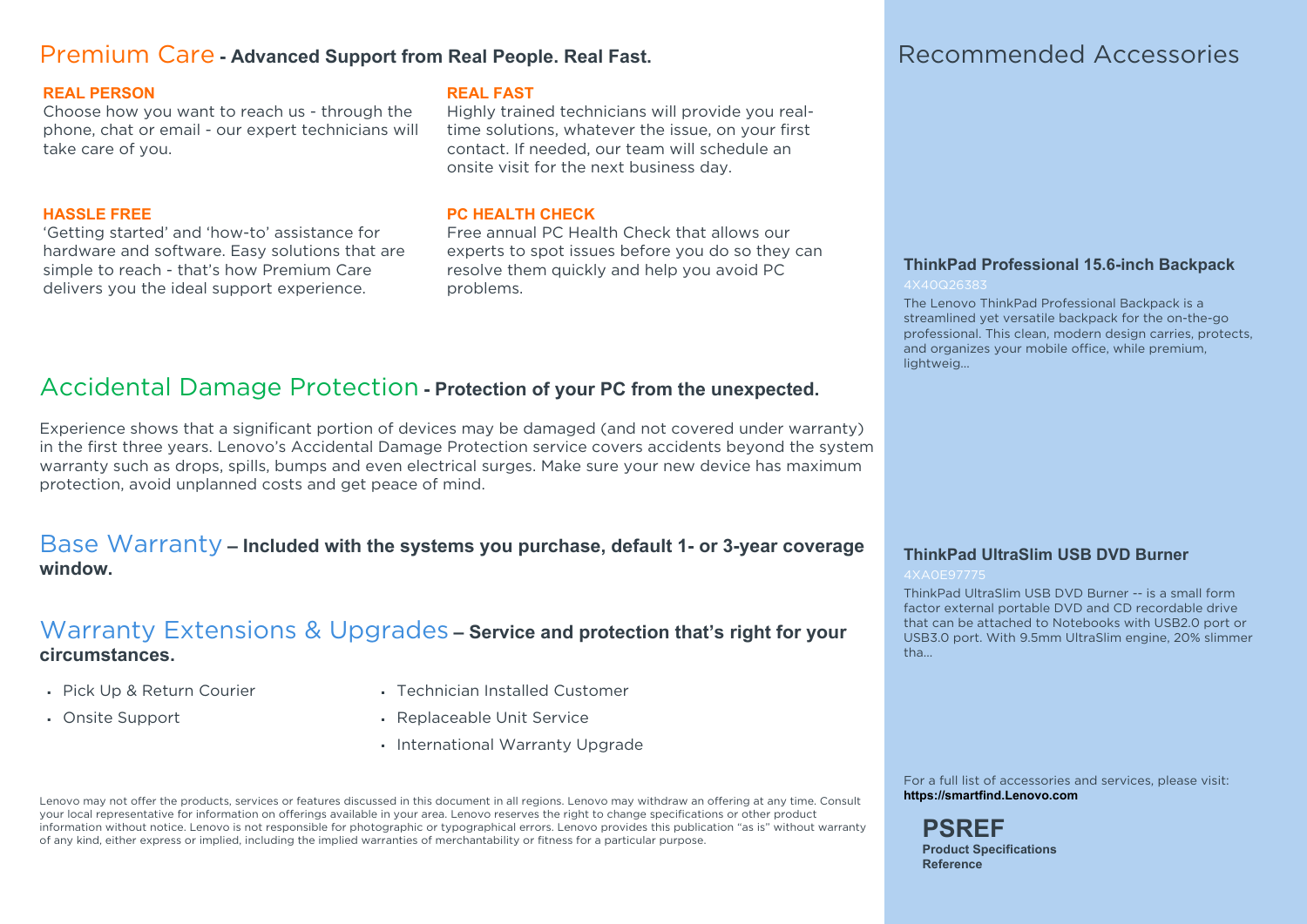## Premium Care - Advanced Support from Real People. Real Fast.

**REAL PERSON**

Choose how you want to reach us - through the phone, chat or email - our expert technicians will take care of you.

**REAL FAST**

Highly trained technicians will provide you real-time solutions, whatever the issue, on your first contact. If needed, our team will schedule an onsite visit for the next business day.

**HASSLE FREE**

'Getting started' and 'how-to' assistance for hardware and software. Easy solutions that are simple to reach - that's how Premium Care delivers you the ideal support experience.

**PC HEALTH CHECK**

Free annual PC Health Check that allows our experts to spot issues before you do so they can resolve them quickly and help you avoid PC problems.

## Accidental Damage Protection - Protection of your PC from the unexpected.

Experience shows that a significant portion of devices may be damaged (and not covered under warranty) in the first three years. Lenovo's Accidental Damage Protection service covers accidents beyond the system warranty such as drops, spills, bumps and even electrical surges. Make sure your new device has maximum protection, avoid unplanned costs and get peace of mind.

## Base Warranty – Included with the systems you purchase, default 1- or 3-year coverage window.

## Warranty Extensions & Upgrades – Service and protection that's right for your circumstances.

- Pick Up & Return Courier
- Onsite Support
- Technician Installed Customer
- Replaceable Unit Service
- International Warranty Upgrade

Lenovo may not offer the products, services or features discussed in this document in all regions. Lenovo may withdraw an offering at any time. Consult your local representative for information on offerings available in your area. Lenovo reserves the right to change specifications or other product information without notice. Lenovo is not responsible for photographic or typographical errors. Lenovo provides this publication "as is" without warranty of any kind, either express or implied, including the implied warranties of merchantability or fitness for a particular purpose.

## Recommended Accessories

### ThinkPad Professional 15.6-inch Backpack

4X40Q26383

The Lenovo ThinkPad Professional Backpack is a streamlined yet versatile backpack for the on-the-go professional. This clean, modern design carries, protects, and organizes your mobile office, while premium, lightweig...

### ThinkPad UltraSlim USB DVD Burner

4XA0E97775

ThinkPad UltraSlim USB DVD Burner -- is a small form factor external portable DVD and CD recordable drive that can be attached to Notebooks with USB2.0 port or USB3.0 port. With 9.5mm UltraSlim engine, 20% slimmer tha...

For a full list of accessories and services, please visit: **https://smartfind.Lenovo.com**

**PSREF**
**Product Specifications Reference**